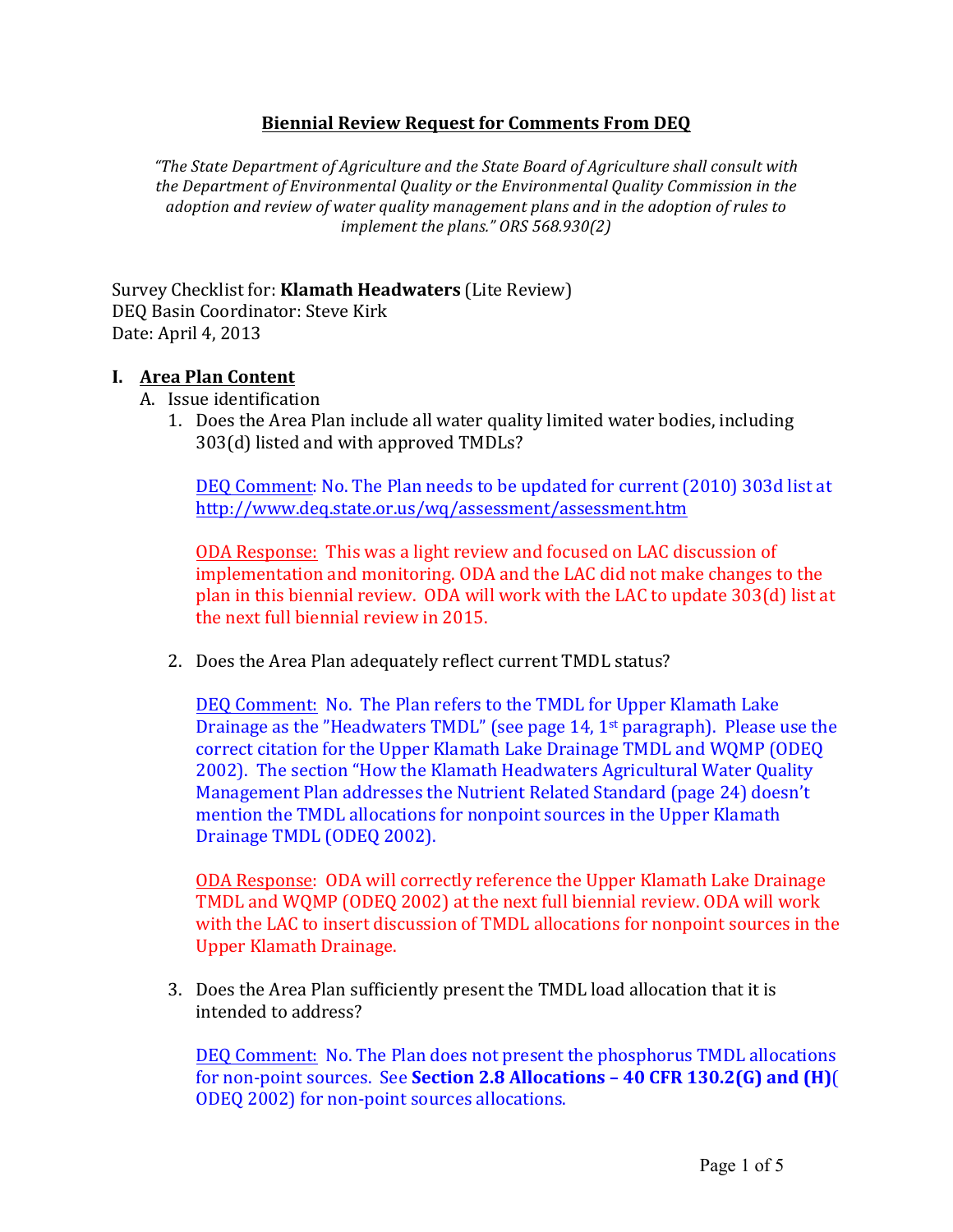## Biennial Review Request for Comments From DEQ

*"The State Department of Agriculture and the State Board of Agriculture shall consult with the Department of Environmental Quality or the Environmental Quality Commission in the adoption and review of water quality management plans and in the adoption of rules to implement the plans." ORS 568.930(2)*

Survey Checklist for: **Klamath Headwaters** (Lite Review)
DEQ Basin Coordinator: Steve Kirk
Date: April 4, 2013

### I. Area Plan Content

A. Issue identification

1. Does the Area Plan include all water quality limited water bodies, including 303(d) listed and with approved TMDLs?

   DEQ Comment: No. The Plan needs to be updated for current (2010) 303d list at http://www.deq.state.or.us/wq/assessment/assessment.htm

   ODA Response: This was a light review and focused on LAC discussion of implementation and monitoring. ODA and the LAC did not make changes to the plan in this biennial review. ODA will work with the LAC to update 303(d) list at the next full biennial review in 2015.

2. Does the Area Plan adequately reflect current TMDL status?

   DEQ Comment: No. The Plan refers to the TMDL for Upper Klamath Lake Drainage as the "Headwaters TMDL" (see page 14, 1st paragraph). Please use the correct citation for the Upper Klamath Lake Drainage TMDL and WQMP (ODEQ 2002). The section "How the Klamath Headwaters Agricultural Water Quality Management Plan addresses the Nutrient Related Standard (page 24) doesn't mention the TMDL allocations for nonpoint sources in the Upper Klamath Drainage TMDL (ODEQ 2002).

   ODA Response: ODA will correctly reference the Upper Klamath Lake Drainage TMDL and WQMP (ODEQ 2002) at the next full biennial review. ODA will work with the LAC to insert discussion of TMDL allocations for nonpoint sources in the Upper Klamath Drainage.

3. Does the Area Plan sufficiently present the TMDL load allocation that it is intended to address?

   DEQ Comment: No. The Plan does not present the phosphorus TMDL allocations for non-point sources. See **Section 2.8 Allocations – 40 CFR 130.2(G) and (H)**( ODEQ 2002) for non-point sources allocations.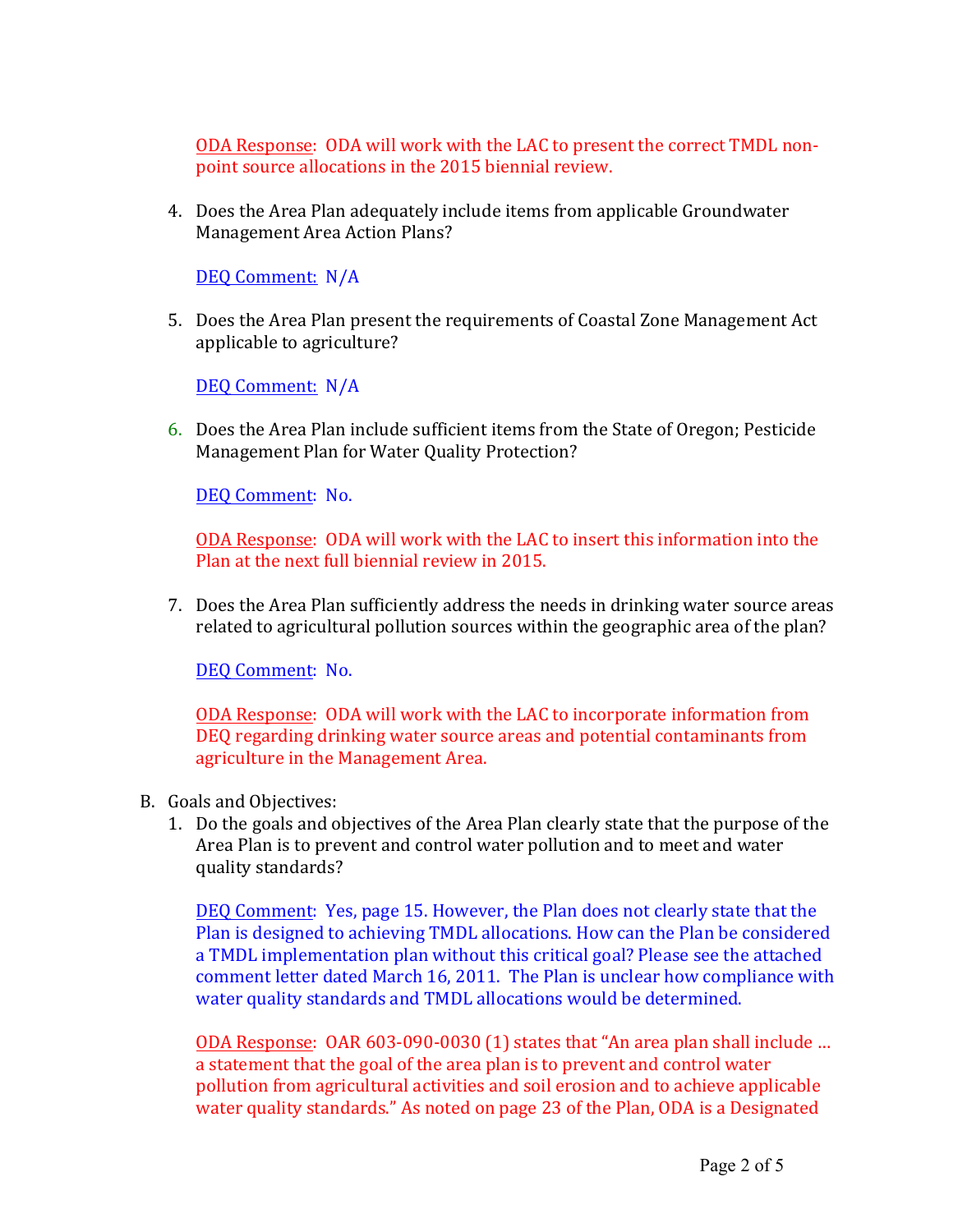ODA Response: ODA will work with the LAC to present the correct TMDL non-point source allocations in the 2015 biennial review.

4. Does the Area Plan adequately include items from applicable Groundwater Management Area Action Plans?

   DEQ Comment: N/A

5. Does the Area Plan present the requirements of Coastal Zone Management Act applicable to agriculture?

   DEQ Comment: N/A

6. Does the Area Plan include sufficient items from the State of Oregon; Pesticide Management Plan for Water Quality Protection?

   DEQ Comment: No.

   ODA Response: ODA will work with the LAC to insert this information into the Plan at the next full biennial review in 2015.

7. Does the Area Plan sufficiently address the needs in drinking water source areas related to agricultural pollution sources within the geographic area of the plan?

   DEQ Comment: No.

   ODA Response: ODA will work with the LAC to incorporate information from DEQ regarding drinking water source areas and potential contaminants from agriculture in the Management Area.

B. Goals and Objectives:

1. Do the goals and objectives of the Area Plan clearly state that the purpose of the Area Plan is to prevent and control water pollution and to meet and water quality standards?

   DEQ Comment: Yes, page 15. However, the Plan does not clearly state that the Plan is designed to achieving TMDL allocations. How can the Plan be considered a TMDL implementation plan without this critical goal? Please see the attached comment letter dated March 16, 2011. The Plan is unclear how compliance with water quality standards and TMDL allocations would be determined.

   ODA Response: OAR 603-090-0030 (1) states that "An area plan shall include … a statement that the goal of the area plan is to prevent and control water pollution from agricultural activities and soil erosion and to achieve applicable water quality standards." As noted on page 23 of the Plan, ODA is a Designated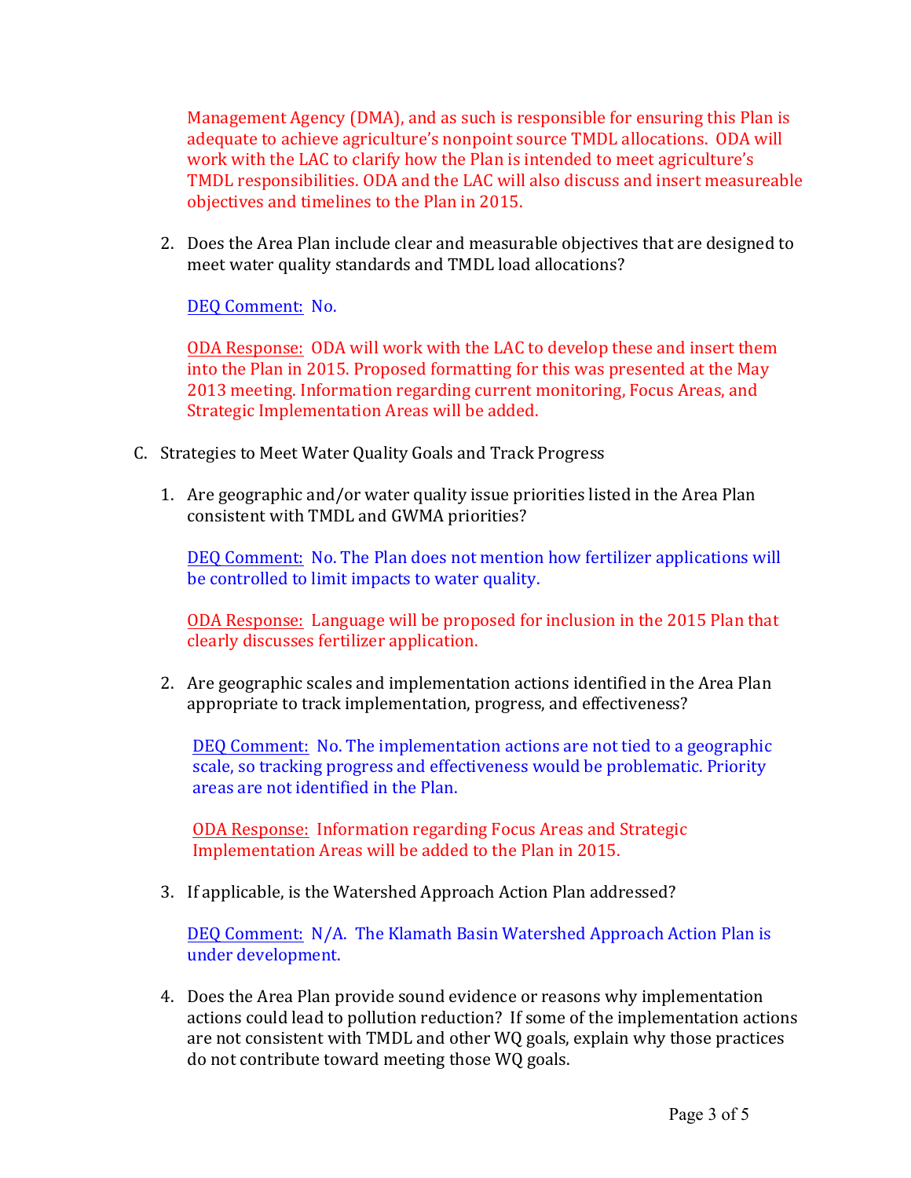Management Agency (DMA), and as such is responsible for ensuring this Plan is adequate to achieve agriculture's nonpoint source TMDL allocations. ODA will work with the LAC to clarify how the Plan is intended to meet agriculture's TMDL responsibilities. ODA and the LAC will also discuss and insert measureable objectives and timelines to the Plan in 2015.

2. Does the Area Plan include clear and measurable objectives that are designed to meet water quality standards and TMDL load allocations?

   DEQ Comment: No.

   ODA Response: ODA will work with the LAC to develop these and insert them into the Plan in 2015. Proposed formatting for this was presented at the May 2013 meeting. Information regarding current monitoring, Focus Areas, and Strategic Implementation Areas will be added.

C. Strategies to Meet Water Quality Goals and Track Progress

1. Are geographic and/or water quality issue priorities listed in the Area Plan consistent with TMDL and GWMA priorities?

   DEQ Comment: No. The Plan does not mention how fertilizer applications will be controlled to limit impacts to water quality.

   ODA Response: Language will be proposed for inclusion in the 2015 Plan that clearly discusses fertilizer application.

2. Are geographic scales and implementation actions identified in the Area Plan appropriate to track implementation, progress, and effectiveness?

   DEQ Comment: No. The implementation actions are not tied to a geographic scale, so tracking progress and effectiveness would be problematic. Priority areas are not identified in the Plan.

   ODA Response: Information regarding Focus Areas and Strategic Implementation Areas will be added to the Plan in 2015.

3. If applicable, is the Watershed Approach Action Plan addressed?

   DEQ Comment: N/A. The Klamath Basin Watershed Approach Action Plan is under development.

4. Does the Area Plan provide sound evidence or reasons why implementation actions could lead to pollution reduction? If some of the implementation actions are not consistent with TMDL and other WQ goals, explain why those practices do not contribute toward meeting those WQ goals.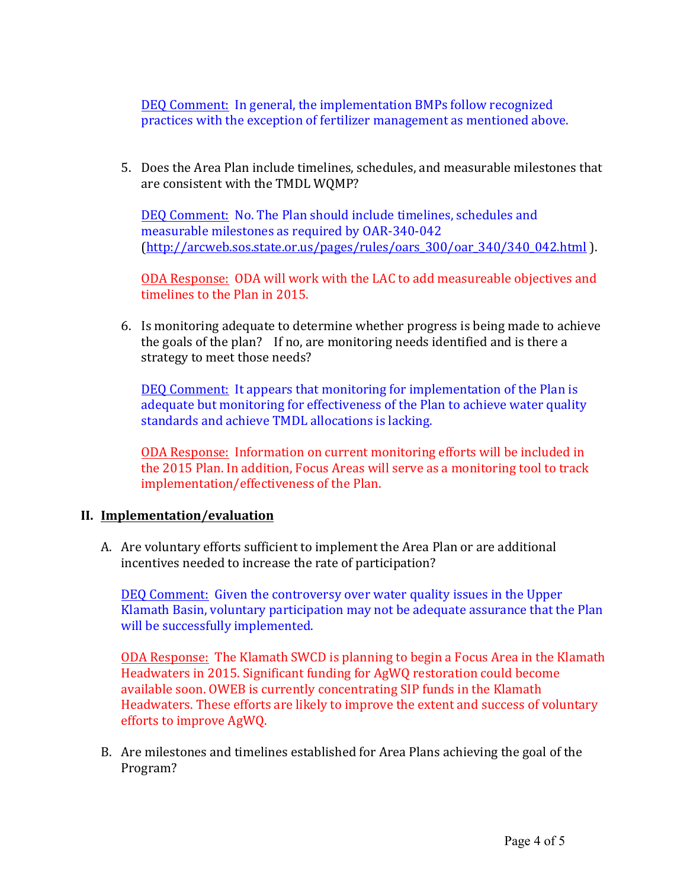DEQ Comment: In general, the implementation BMPs follow recognized practices with the exception of fertilizer management as mentioned above.

5. Does the Area Plan include timelines, schedules, and measurable milestones that are consistent with the TMDL WQMP?

   DEQ Comment: No. The Plan should include timelines, schedules and measurable milestones as required by OAR-340-042 (http://arcweb.sos.state.or.us/pages/rules/oars_300/oar_340/340_042.html ).

   ODA Response: ODA will work with the LAC to add measureable objectives and timelines to the Plan in 2015.

6. Is monitoring adequate to determine whether progress is being made to achieve the goals of the plan? If no, are monitoring needs identified and is there a strategy to meet those needs?

   DEQ Comment: It appears that monitoring for implementation of the Plan is adequate but monitoring for effectiveness of the Plan to achieve water quality standards and achieve TMDL allocations is lacking.

   ODA Response: Information on current monitoring efforts will be included in the 2015 Plan. In addition, Focus Areas will serve as a monitoring tool to track implementation/effectiveness of the Plan.

## II. Implementation/evaluation

A. Are voluntary efforts sufficient to implement the Area Plan or are additional incentives needed to increase the rate of participation?

   DEQ Comment: Given the controversy over water quality issues in the Upper Klamath Basin, voluntary participation may not be adequate assurance that the Plan will be successfully implemented.

   ODA Response: The Klamath SWCD is planning to begin a Focus Area in the Klamath Headwaters in 2015. Significant funding for AgWQ restoration could become available soon. OWEB is currently concentrating SIP funds in the Klamath Headwaters. These efforts are likely to improve the extent and success of voluntary efforts to improve AgWQ.

B. Are milestones and timelines established for Area Plans achieving the goal of the Program?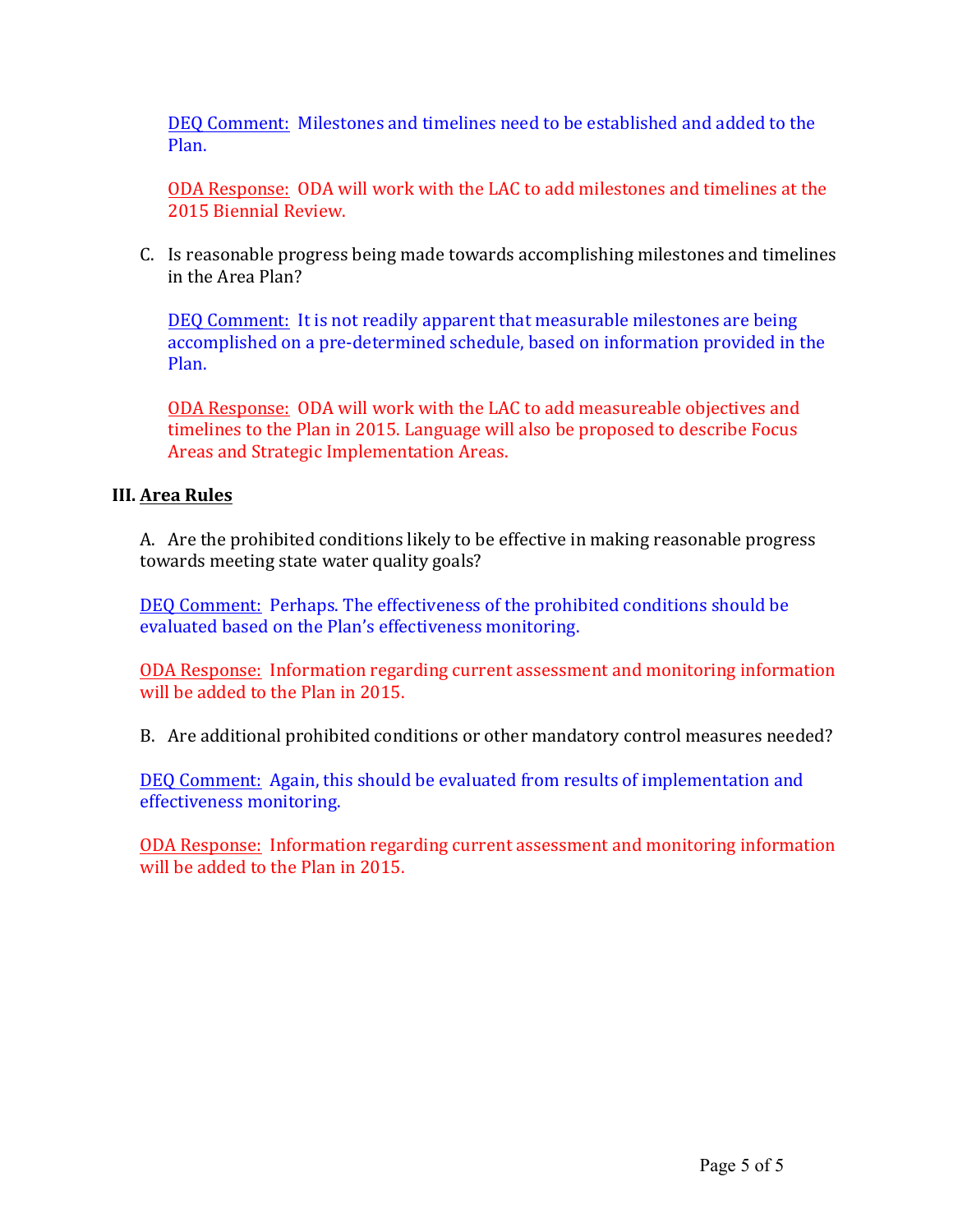DEQ Comment: Milestones and timelines need to be established and added to the Plan.

ODA Response: ODA will work with the LAC to add milestones and timelines at the 2015 Biennial Review.

C. Is reasonable progress being made towards accomplishing milestones and timelines in the Area Plan?

DEQ Comment: It is not readily apparent that measurable milestones are being accomplished on a pre-determined schedule, based on information provided in the Plan.

ODA Response: ODA will work with the LAC to add measureable objectives and timelines to the Plan in 2015. Language will also be proposed to describe Focus Areas and Strategic Implementation Areas.

## III. Area Rules

A. Are the prohibited conditions likely to be effective in making reasonable progress towards meeting state water quality goals?

DEQ Comment: Perhaps. The effectiveness of the prohibited conditions should be evaluated based on the Plan's effectiveness monitoring.

ODA Response: Information regarding current assessment and monitoring information will be added to the Plan in 2015.

B. Are additional prohibited conditions or other mandatory control measures needed?

DEQ Comment: Again, this should be evaluated from results of implementation and effectiveness monitoring.

ODA Response: Information regarding current assessment and monitoring information will be added to the Plan in 2015.